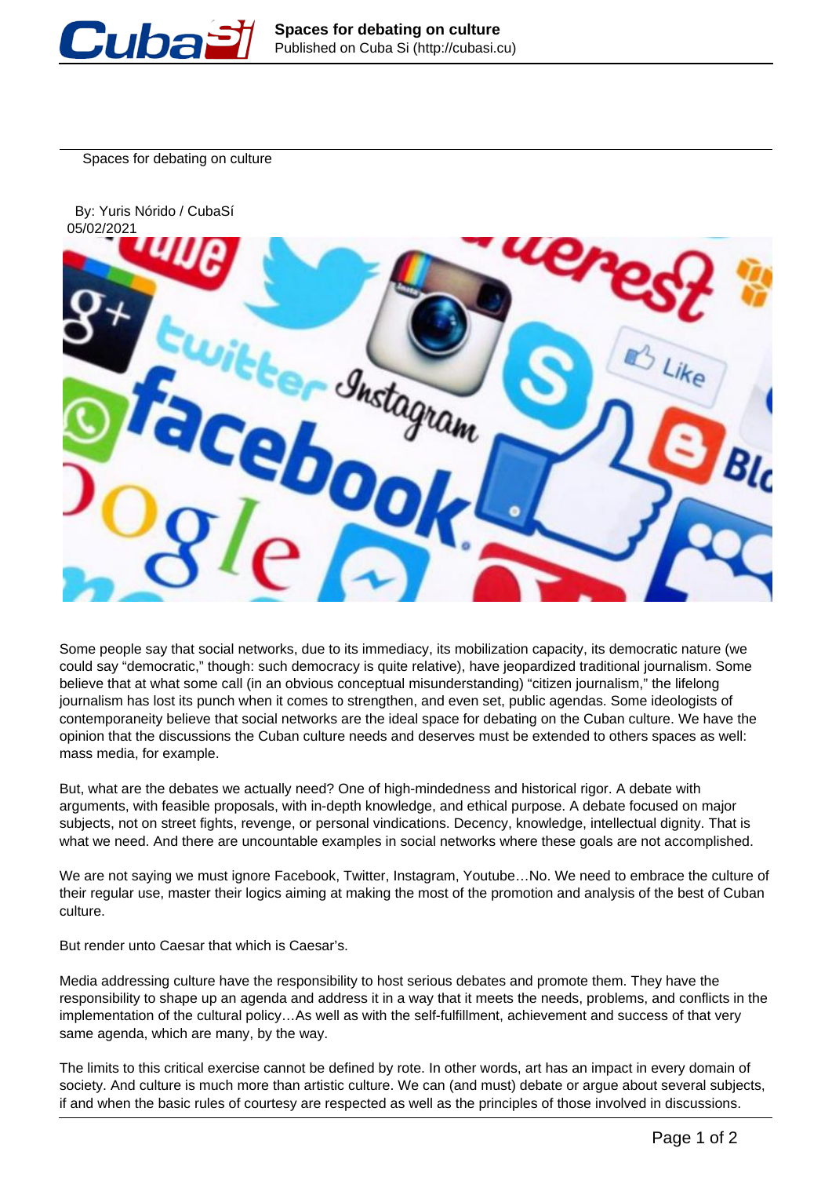# Spaces for debating on culture

By: Yuris Nórido / CubaSí
05/02/2021

Some people say that social networks, due to its immediacy, its mobilization capacity, its democratic nature (we could say "democratic," though: such democracy is quite relative), have jeopardized traditional journalism. Some believe that at what some call (in an obvious conceptual misunderstanding) "citizen journalism," the lifelong journalism has lost its punch when it comes to strengthen, and even set, public agendas. Some ideologists of contemporaneity believe that social networks are the ideal space for debating on the Cuban culture. We have the opinion that the discussions the Cuban culture needs and deserves must be extended to others spaces as well: mass media, for example.

But, what are the debates we actually need? One of high-mindedness and historical rigor. A debate with arguments, with feasible proposals, with in-depth knowledge, and ethical purpose. A debate focused on major subjects, not on street fights, revenge, or personal vindications. Decency, knowledge, intellectual dignity. That is what we need. And there are uncountable examples in social networks where these goals are not accomplished.

We are not saying we must ignore Facebook, Twitter, Instagram, Youtube…No. We need to embrace the culture of their regular use, master their logics aiming at making the most of the promotion and analysis of the best of Cuban culture.

But render unto Caesar that which is Caesar's.

Media addressing culture have the responsibility to host serious debates and promote them. They have the responsibility to shape up an agenda and address it in a way that it meets the needs, problems, and conflicts in the implementation of the cultural policy…As well as with the self-fulfillment, achievement and success of that very same agenda, which are many, by the way.

The limits to this critical exercise cannot be defined by rote. In other words, art has an impact in every domain of society. And culture is much more than artistic culture. We can (and must) debate or argue about several subjects, if and when the basic rules of courtesy are respected as well as the principles of those involved in discussions.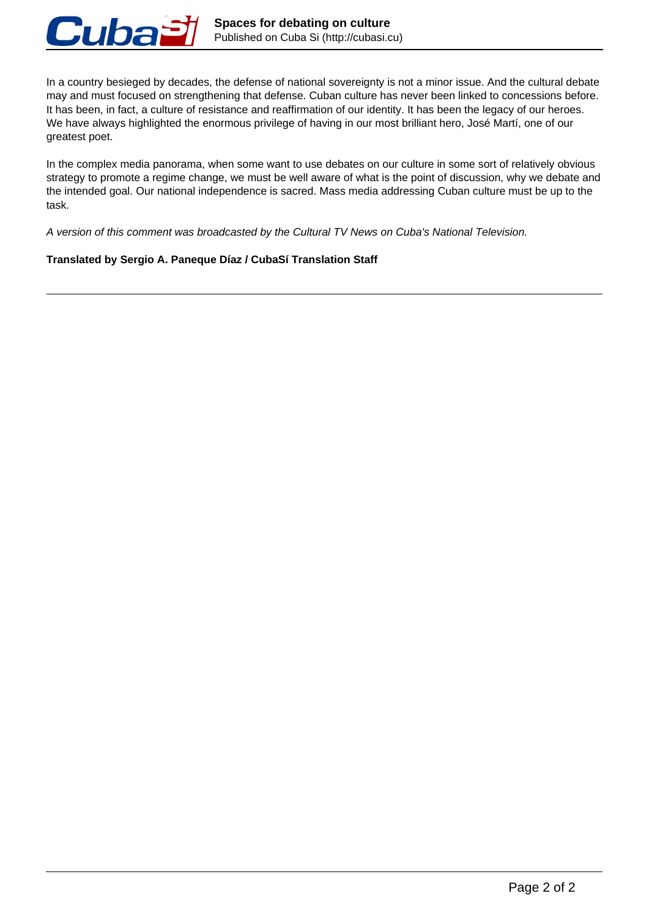In a country besieged by decades, the defense of national sovereignty is not a minor issue. And the cultural debate may and must focused on strengthening that defense. Cuban culture has never been linked to concessions before. It has been, in fact, a culture of resistance and reaffirmation of our identity. It has been the legacy of our heroes. We have always highlighted the enormous privilege of having in our most brilliant hero, José Martí, one of our greatest poet.

In the complex media panorama, when some want to use debates on our culture in some sort of relatively obvious strategy to promote a regime change, we must be well aware of what is the point of discussion, why we debate and the intended goal. Our national independence is sacred. Mass media addressing Cuban culture must be up to the task.

*A version of this comment was broadcasted by the Cultural TV News on Cuba's National Television.*

**Translated by Sergio A. Paneque Díaz / CubaSí Translation Staff**